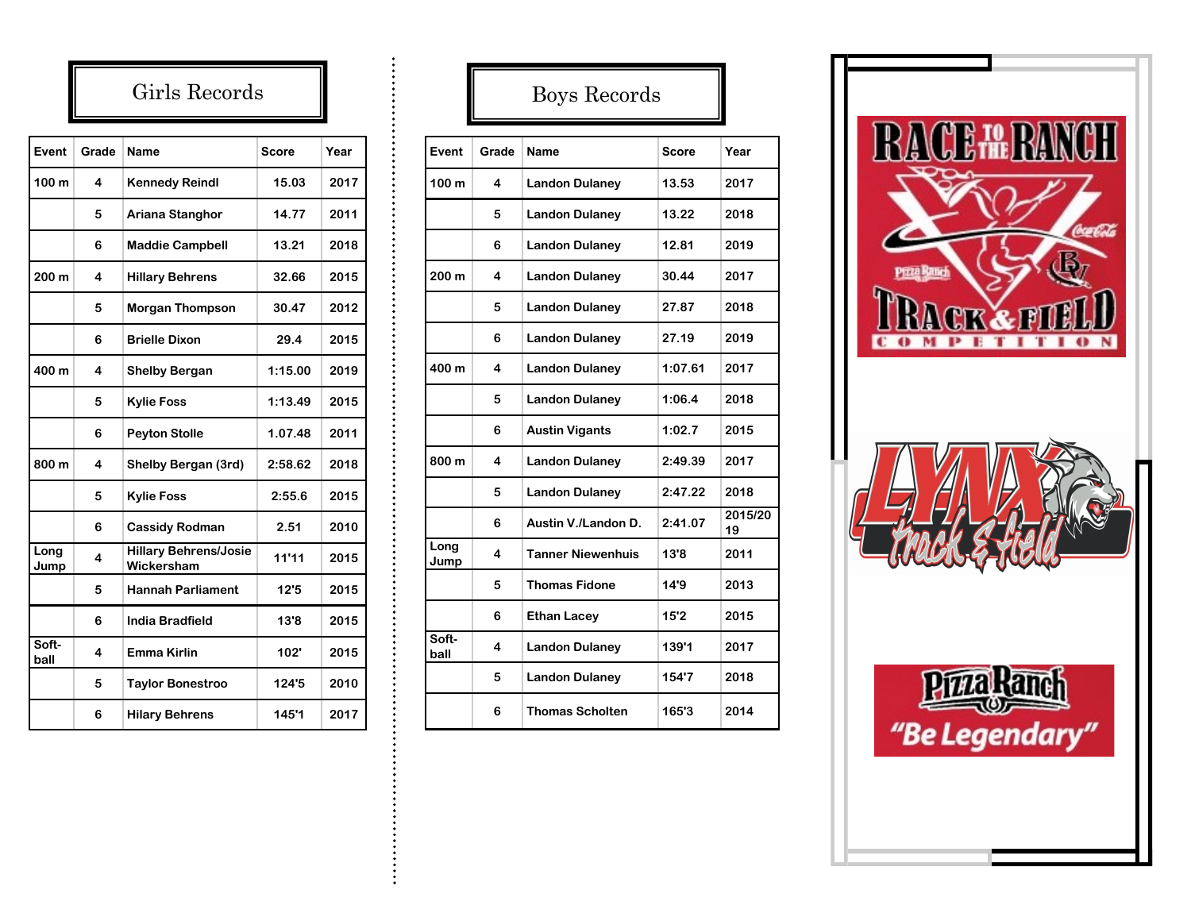## Girls Records

| Event | Grade | Name | Score | Year |
|---|---|---|---|---|
| 100 m | 4 | Kennedy Reindl | 15.03 | 2017 |
| | 5 | Ariana Stanghor | 14.77 | 2011 |
| | 6 | Maddie Campbell | 13.21 | 2018 |
| 200 m | 4 | Hillary Behrens | 32.66 | 2015 |
| | 5 | Morgan Thompson | 30.47 | 2012 |
| | 6 | Brielle Dixon | 29.4 | 2015 |
| 400 m | 4 | Shelby Bergan | 1:15.00 | 2019 |
| | 5 | Kylie Foss | 1:13.49 | 2015 |
| | 6 | Peyton Stolle | 1.07.48 | 2011 |
| 800 m | 4 | Shelby Bergan (3rd) | 2:58.62 | 2018 |
| | 5 | Kylie Foss | 2:55.6 | 2015 |
| | 6 | Cassidy Rodman | 2.51 | 2010 |
| Long Jump | 4 | Hillary Behrens/Josie Wickersham | 11'11 | 2015 |
| | 5 | Hannah Parliament | 12'5 | 2015 |
| | 6 | India Bradfield | 13'8 | 2015 |
| Soft-ball | 4 | Emma Kirlin | 102' | 2015 |
| | 5 | Taylor Bonestroo | 124'5 | 2010 |
| | 6 | Hilary Behrens | 145'1 | 2017 |

## Boys Records

| Event | Grade | Name | Score | Year |
|---|---|---|---|---|
| 100 m | 4 | Landon Dulaney | 13.53 | 2017 |
| | 5 | Landon Dulaney | 13.22 | 2018 |
| | 6 | Landon Dulaney | 12.81 | 2019 |
| 200 m | 4 | Landon Dulaney | 30.44 | 2017 |
| | 5 | Landon Dulaney | 27.87 | 2018 |
| | 6 | Landon Dulaney | 27.19 | 2019 |
| 400 m | 4 | Landon Dulaney | 1:07.61 | 2017 |
| | 5 | Landon Dulaney | 1:06.4 | 2018 |
| | 6 | Austin Vigants | 1:02.7 | 2015 |
| 800 m | 4 | Landon Dulaney | 2:49.39 | 2017 |
| | 5 | Landon Dulaney | 2:47.22 | 2018 |
| | 6 | Austin V./Landon D. | 2:41.07 | 2015/2019 |
| Long Jump | 4 | Tanner Niewenhuis | 13'8 | 2011 |
| | 5 | Thomas Fidone | 14'9 | 2013 |
| | 6 | Ethan Lacey | 15'2 | 2015 |
| Soft-ball | 4 | Landon Dulaney | 139'1 | 2017 |
| | 5 | Landon Dulaney | 154'7 | 2018 |
| | 6 | Thomas Scholten | 165'3 | 2014 |

RACE TO THE RANCH
TRACK & FIELD COMPETITION

LYNX track & field

Pizza Ranch "Be Legendary"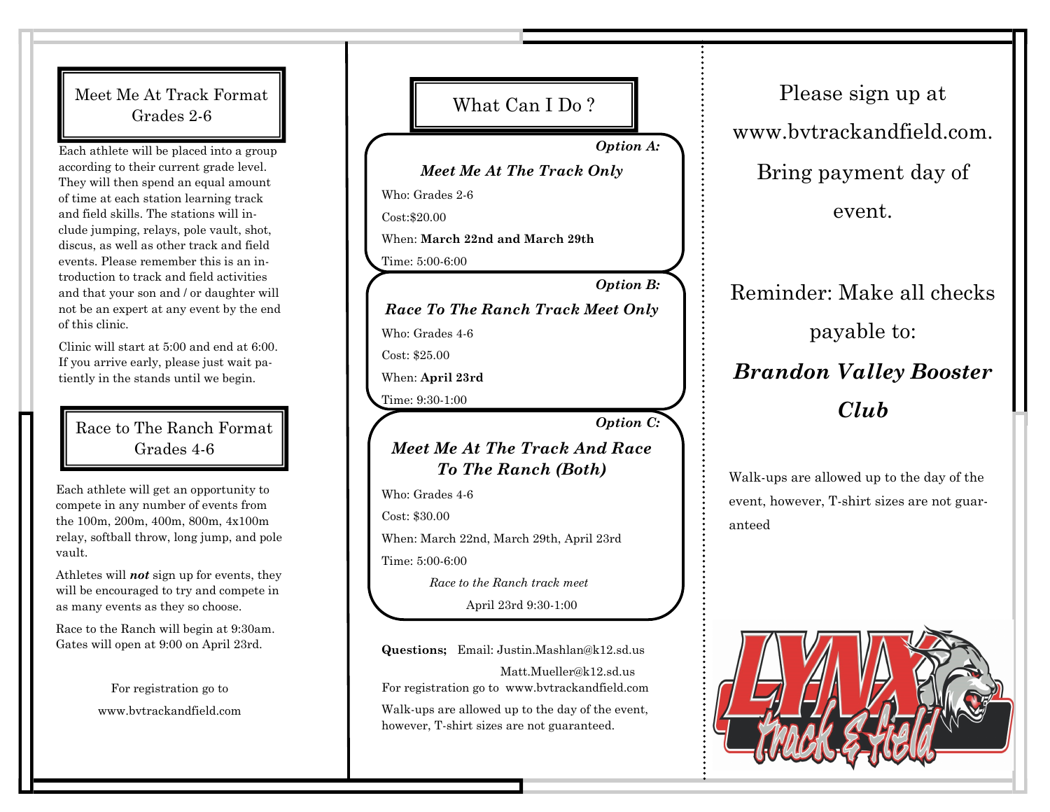## Meet Me At Track Format Grades 2-6

Each athlete will be placed into a group according to their current grade level. They will then spend an equal amount of time at each station learning track and field skills. The stations will include jumping, relays, pole vault, shot, discus, as well as other track and field events. Please remember this is an introduction to track and field activities and that your son and / or daughter will not be an expert at any event by the end of this clinic.

Clinic will start at 5:00 and end at 6:00. If you arrive early, please just wait patiently in the stands until we begin.

## Race to The Ranch Format Grades 4-6

Each athlete will get an opportunity to compete in any number of events from the 100m, 200m, 400m, 800m, 4x100m relay, softball throw, long jump, and pole vault.

Athletes will ***not*** sign up for events, they will be encouraged to try and compete in as many events as they so choose.

Race to the Ranch will begin at 9:30am. Gates will open at 9:00 on April 23rd.

For registration go to www.bvtrackandfield.com

## What Can I Do ?

***Option A:***

***Meet Me At The Track Only***

Who: Grades 2-6

Cost:$20.00

When: **March 22nd and March 29th**

Time: 5:00-6:00

***Option B:***

***Race To The Ranch Track Meet Only***

Who: Grades 4-6

Cost: $25.00

When: **April 23rd**

Time: 9:30-1:00

***Option C:***

***Meet Me At The Track And Race To The Ranch (Both)***

Who: Grades 4-6

Cost: $30.00

When: March 22nd, March 29th, April 23rd

Time: 5:00-6:00

*Race to the Ranch track meet*

April 23rd 9:30-1:00

**Questions;** Email: Justin.Mashlan@k12.sd.us
Matt.Mueller@k12.sd.us

For registration go to www.bvtrackandfield.com

Walk-ups are allowed up to the day of the event, however, T-shirt sizes are not guaranteed.

Please sign up at www.bvtrackandfield.com. Bring payment day of event.

Reminder: Make all checks payable to:

***Brandon Valley Booster Club***

Walk-ups are allowed up to the day of the event, however, T-shirt sizes are not guaranteed

LYNX track & field